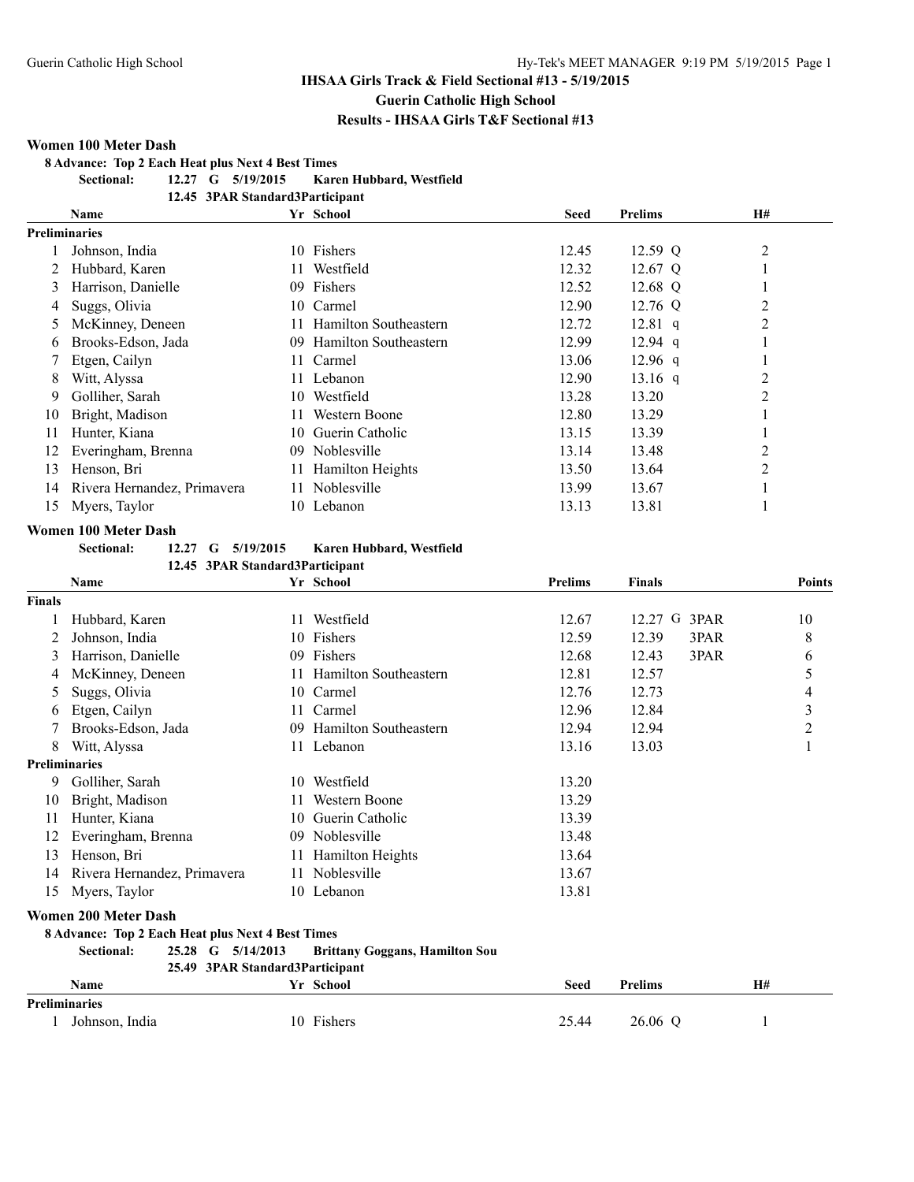# IHSAA Girls Track & Field Sectional #13 - 5/19/2015

## Guerin Catholic High School

## Results - IHSAA Girls T&F Sectional #13

### Women 100 Meter Dash

**8 Advance: Top 2 Each Heat plus Next 4 Best Times**

**Sectional: 12.27 G 5/19/2015 Karen Hubbard, Westfield**

**12.45 3PAR Standard3Participant**

| | Name | Yr | School | Seed | Prelims | | H# |
|---|---|---|---|---|---|---|---|
| **Preliminaries** | | | | | | | |
| 1 | Johnson, India | 10 | Fishers | 12.45 | 12.59 | Q | 2 |
| 2 | Hubbard, Karen | 11 | Westfield | 12.32 | 12.67 | Q | 1 |
| 3 | Harrison, Danielle | 09 | Fishers | 12.52 | 12.68 | Q | 1 |
| 4 | Suggs, Olivia | 10 | Carmel | 12.90 | 12.76 | Q | 2 |
| 5 | McKinney, Deneen | 11 | Hamilton Southeastern | 12.72 | 12.81 | q | 2 |
| 6 | Brooks-Edson, Jada | 09 | Hamilton Southeastern | 12.99 | 12.94 | q | 1 |
| 7 | Etgen, Cailyn | 11 | Carmel | 13.06 | 12.96 | q | 1 |
| 8 | Witt, Alyssa | 11 | Lebanon | 12.90 | 13.16 | q | 2 |
| 9 | Golliher, Sarah | 10 | Westfield | 13.28 | 13.20 | | 2 |
| 10 | Bright, Madison | 11 | Western Boone | 12.80 | 13.29 | | 1 |
| 11 | Hunter, Kiana | 10 | Guerin Catholic | 13.15 | 13.39 | | 1 |
| 12 | Everingham, Brenna | 09 | Noblesville | 13.14 | 13.48 | | 2 |
| 13 | Henson, Bri | 11 | Hamilton Heights | 13.50 | 13.64 | | 2 |
| 14 | Rivera Hernandez, Primavera | 11 | Noblesville | 13.99 | 13.67 | | 1 |
| 15 | Myers, Taylor | 10 | Lebanon | 13.13 | 13.81 | | 1 |

### Women 100 Meter Dash

**Sectional: 12.27 G 5/19/2015 Karen Hubbard, Westfield**

**12.45 3PAR Standard3Participant**

| | Name | Yr | School | Prelims | Finals | | Points |
|---|---|---|---|---|---|---|---|
| **Finals** | | | | | | | |
| 1 | Hubbard, Karen | 11 | Westfield | 12.67 | 12.27 G | 3PAR | 10 |
| 2 | Johnson, India | 10 | Fishers | 12.59 | 12.39 | 3PAR | 8 |
| 3 | Harrison, Danielle | 09 | Fishers | 12.68 | 12.43 | 3PAR | 6 |
| 4 | McKinney, Deneen | 11 | Hamilton Southeastern | 12.81 | 12.57 | | 5 |
| 5 | Suggs, Olivia | 10 | Carmel | 12.76 | 12.73 | | 4 |
| 6 | Etgen, Cailyn | 11 | Carmel | 12.96 | 12.84 | | 3 |
| 7 | Brooks-Edson, Jada | 09 | Hamilton Southeastern | 12.94 | 12.94 | | 2 |
| 8 | Witt, Alyssa | 11 | Lebanon | 13.16 | 13.03 | | 1 |
| **Preliminaries** | | | | | | | |
| 9 | Golliher, Sarah | 10 | Westfield | 13.20 | | | |
| 10 | Bright, Madison | 11 | Western Boone | 13.29 | | | |
| 11 | Hunter, Kiana | 10 | Guerin Catholic | 13.39 | | | |
| 12 | Everingham, Brenna | 09 | Noblesville | 13.48 | | | |
| 13 | Henson, Bri | 11 | Hamilton Heights | 13.64 | | | |
| 14 | Rivera Hernandez, Primavera | 11 | Noblesville | 13.67 | | | |
| 15 | Myers, Taylor | 10 | Lebanon | 13.81 | | | |

### Women 200 Meter Dash

**8 Advance: Top 2 Each Heat plus Next 4 Best Times**

**Sectional: 25.28 G 5/14/2013 Brittany Goggans, Hamilton Sou**

**25.49 3PAR Standard3Participant**

| | Name | Yr | School | Seed | Prelims | | H# |
|---|---|---|---|---|---|---|---|
| **Preliminaries** | | | | | | | |
| 1 | Johnson, India | 10 | Fishers | 25.44 | 26.06 | Q | 1 |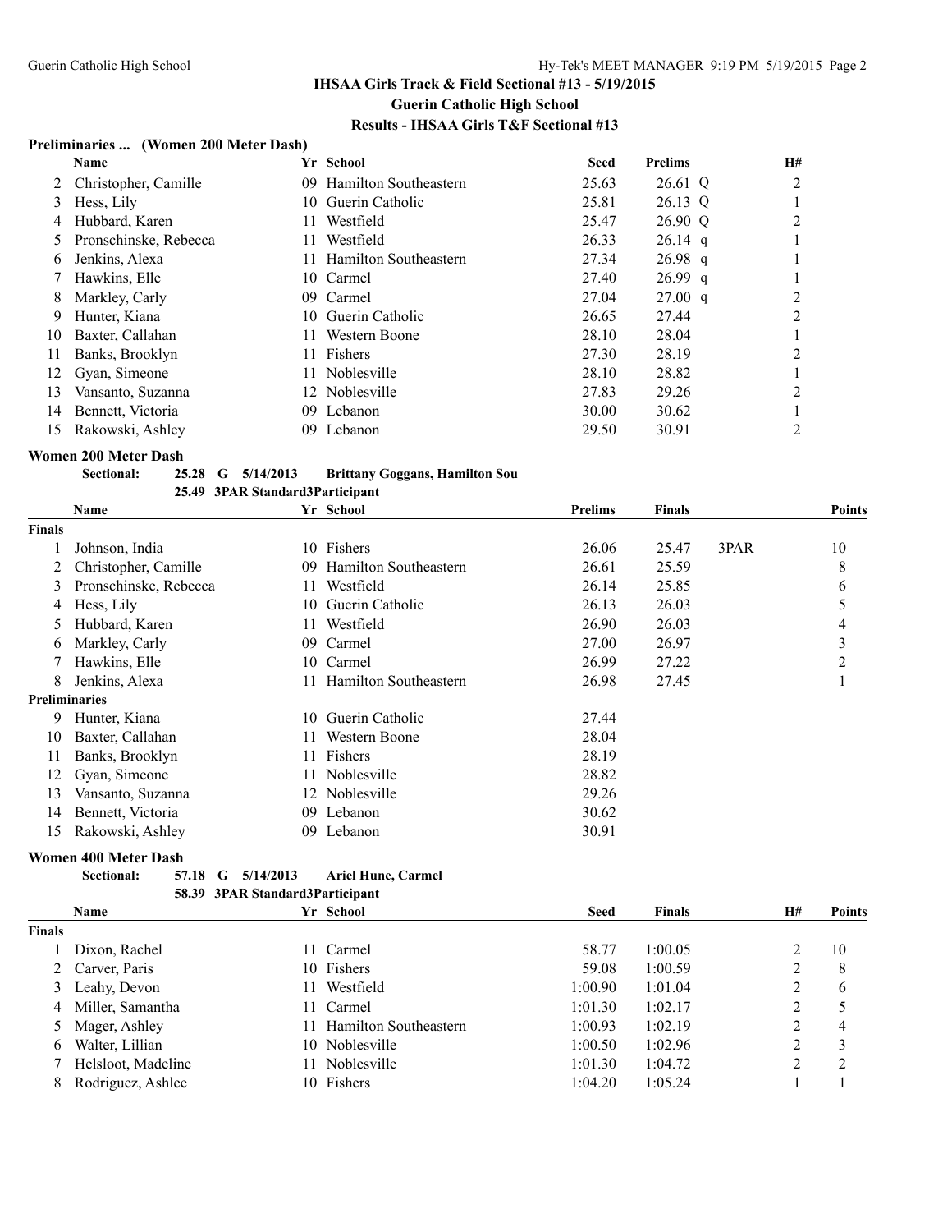## IHSAA Girls Track & Field Sectional #13 - 5/19/2015

**Guerin Catholic High School**

**Results - IHSAA Girls T&F Sectional #13**

### Preliminaries ... (Women 200 Meter Dash)

| | Name | Yr | School | Seed | Prelims | | H# |
|---|---|---|---|---|---|---|---|
| 2 | Christopher, Camille | 09 | Hamilton Southeastern | 25.63 | 26.61 | Q | 2 |
| 3 | Hess, Lily | 10 | Guerin Catholic | 25.81 | 26.13 | Q | 1 |
| 4 | Hubbard, Karen | 11 | Westfield | 25.47 | 26.90 | Q | 2 |
| 5 | Pronschinske, Rebecca | 11 | Westfield | 26.33 | 26.14 | q | 1 |
| 6 | Jenkins, Alexa | 11 | Hamilton Southeastern | 27.34 | 26.98 | q | 1 |
| 7 | Hawkins, Elle | 10 | Carmel | 27.40 | 26.99 | q | 1 |
| 8 | Markley, Carly | 09 | Carmel | 27.04 | 27.00 | q | 2 |
| 9 | Hunter, Kiana | 10 | Guerin Catholic | 26.65 | 27.44 | | 2 |
| 10 | Baxter, Callahan | 11 | Western Boone | 28.10 | 28.04 | | 1 |
| 11 | Banks, Brooklyn | 11 | Fishers | 27.30 | 28.19 | | 2 |
| 12 | Gyan, Simeone | 11 | Noblesville | 28.10 | 28.82 | | 1 |
| 13 | Vansanto, Suzanna | 12 | Noblesville | 27.83 | 29.26 | | 2 |
| 14 | Bennett, Victoria | 09 | Lebanon | 30.00 | 30.62 | | 1 |
| 15 | Rakowski, Ashley | 09 | Lebanon | 29.50 | 30.91 | | 2 |

### Women 200 Meter Dash

**Sectional: 25.28 G 5/14/2013 Brittany Goggans, Hamilton Sou**

**25.49 3PAR Standard3Participant**

| | Name | Yr | School | Prelims | Finals | | Points |
|---|---|---|---|---|---|---|---|
| **Finals** | | | | | | | |
| 1 | Johnson, India | 10 | Fishers | 26.06 | 25.47 | 3PAR | 10 |
| 2 | Christopher, Camille | 09 | Hamilton Southeastern | 26.61 | 25.59 | | 8 |
| 3 | Pronschinske, Rebecca | 11 | Westfield | 26.14 | 25.85 | | 6 |
| 4 | Hess, Lily | 10 | Guerin Catholic | 26.13 | 26.03 | | 5 |
| 5 | Hubbard, Karen | 11 | Westfield | 26.90 | 26.03 | | 4 |
| 6 | Markley, Carly | 09 | Carmel | 27.00 | 26.97 | | 3 |
| 7 | Hawkins, Elle | 10 | Carmel | 26.99 | 27.22 | | 2 |
| 8 | Jenkins, Alexa | 11 | Hamilton Southeastern | 26.98 | 27.45 | | 1 |
| **Preliminaries** | | | | | | | |
| 9 | Hunter, Kiana | 10 | Guerin Catholic | 27.44 | | | |
| 10 | Baxter, Callahan | 11 | Western Boone | 28.04 | | | |
| 11 | Banks, Brooklyn | 11 | Fishers | 28.19 | | | |
| 12 | Gyan, Simeone | 11 | Noblesville | 28.82 | | | |
| 13 | Vansanto, Suzanna | 12 | Noblesville | 29.26 | | | |
| 14 | Bennett, Victoria | 09 | Lebanon | 30.62 | | | |
| 15 | Rakowski, Ashley | 09 | Lebanon | 30.91 | | | |

### Women 400 Meter Dash

**Sectional: 57.18 G 5/14/2013 Ariel Hune, Carmel**

**58.39 3PAR Standard3Participant**

| | Name | Yr | School | Seed | Finals | H# | Points |
|---|---|---|---|---|---|---|---|
| **Finals** | | | | | | | |
| 1 | Dixon, Rachel | 11 | Carmel | 58.77 | 1:00.05 | 2 | 10 |
| 2 | Carver, Paris | 10 | Fishers | 59.08 | 1:00.59 | 2 | 8 |
| 3 | Leahy, Devon | 11 | Westfield | 1:00.90 | 1:01.04 | 2 | 6 |
| 4 | Miller, Samantha | 11 | Carmel | 1:01.30 | 1:02.17 | 2 | 5 |
| 5 | Mager, Ashley | 11 | Hamilton Southeastern | 1:00.93 | 1:02.19 | 2 | 4 |
| 6 | Walter, Lillian | 10 | Noblesville | 1:00.50 | 1:02.96 | 2 | 3 |
| 7 | Helsloot, Madeline | 11 | Noblesville | 1:01.30 | 1:04.72 | 2 | 2 |
| 8 | Rodriguez, Ashlee | 10 | Fishers | 1:04.20 | 1:05.24 | 1 | 1 |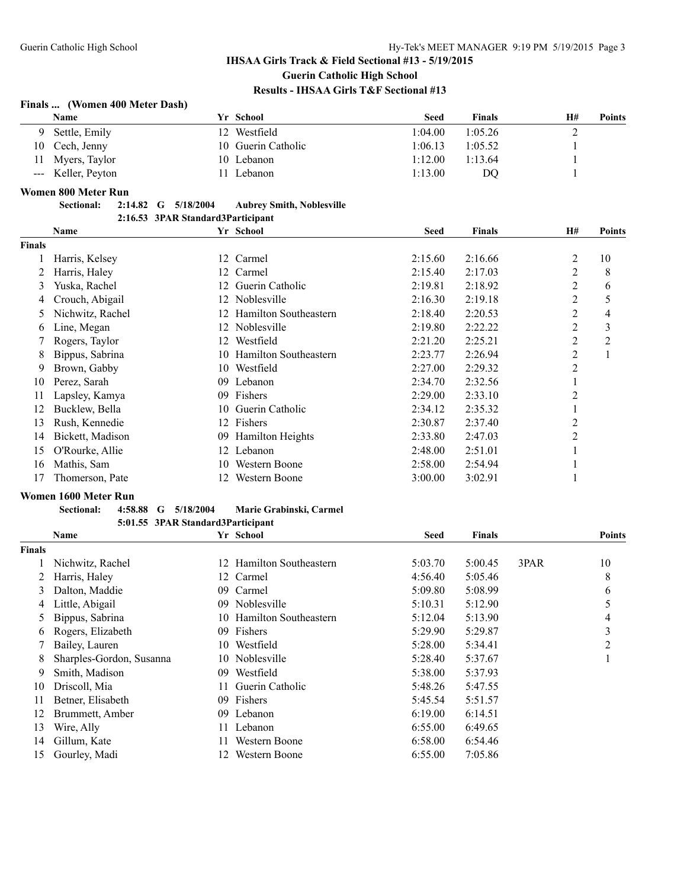### IHSAA Girls Track & Field Sectional #13 - 5/19/2015
### Guerin Catholic High School
### Results - IHSAA Girls T&F Sectional #13

**Finals ... (Women 400 Meter Dash)**

| | Name | Yr | School | Seed | Finals | H# | Points |
|---|---|---|---|---|---|---|---|
| 9 | Settle, Emily | 12 | Westfield | 1:04.00 | 1:05.26 | 2 | |
| 10 | Cech, Jenny | 10 | Guerin Catholic | 1:06.13 | 1:05.52 | 1 | |
| 11 | Myers, Taylor | 10 | Lebanon | 1:12.00 | 1:13.64 | 1 | |
| --- | Keller, Peyton | 11 | Lebanon | 1:13.00 | DQ | 1 | |

**Women 800 Meter Run**

Sectional: 2:14.82 G 5/18/2004 Aubrey Smith, Noblesville
2:16.53 3PAR Standard3Participant

| | Name | Yr | School | Seed | Finals | H# | Points |
|---|---|---|---|---|---|---|---|
| **Finals** | | | | | | | |
| 1 | Harris, Kelsey | 12 | Carmel | 2:15.60 | 2:16.66 | 2 | 10 |
| 2 | Harris, Haley | 12 | Carmel | 2:15.40 | 2:17.03 | 2 | 8 |
| 3 | Yuska, Rachel | 12 | Guerin Catholic | 2:19.81 | 2:18.92 | 2 | 6 |
| 4 | Crouch, Abigail | 12 | Noblesville | 2:16.30 | 2:19.18 | 2 | 5 |
| 5 | Nichwitz, Rachel | 12 | Hamilton Southeastern | 2:18.40 | 2:20.53 | 2 | 4 |
| 6 | Line, Megan | 12 | Noblesville | 2:19.80 | 2:22.22 | 2 | 3 |
| 7 | Rogers, Taylor | 12 | Westfield | 2:21.20 | 2:25.21 | 2 | 2 |
| 8 | Bippus, Sabrina | 10 | Hamilton Southeastern | 2:23.77 | 2:26.94 | 2 | 1 |
| 9 | Brown, Gabby | 10 | Westfield | 2:27.00 | 2:29.32 | 2 | |
| 10 | Perez, Sarah | 09 | Lebanon | 2:34.70 | 2:32.56 | 1 | |
| 11 | Lapsley, Kamya | 09 | Fishers | 2:29.00 | 2:33.10 | 2 | |
| 12 | Bucklew, Bella | 10 | Guerin Catholic | 2:34.12 | 2:35.32 | 1 | |
| 13 | Rush, Kennedie | 12 | Fishers | 2:30.87 | 2:37.40 | 2 | |
| 14 | Bickett, Madison | 09 | Hamilton Heights | 2:33.80 | 2:47.03 | 2 | |
| 15 | O'Rourke, Allie | 12 | Lebanon | 2:48.00 | 2:51.01 | 1 | |
| 16 | Mathis, Sam | 10 | Western Boone | 2:58.00 | 2:54.94 | 1 | |
| 17 | Thomerson, Pate | 12 | Western Boone | 3:00.00 | 3:02.91 | 1 | |

**Women 1600 Meter Run**

Sectional: 4:58.88 G 5/18/2004 Marie Grabinski, Carmel
5:01.55 3PAR Standard3Participant

| | Name | Yr | School | Seed | Finals | | Points |
|---|---|---|---|---|---|---|---|
| **Finals** | | | | | | | |
| 1 | Nichwitz, Rachel | 12 | Hamilton Southeastern | 5:03.70 | 5:00.45 | 3PAR | 10 |
| 2 | Harris, Haley | 12 | Carmel | 4:56.40 | 5:05.46 | | 8 |
| 3 | Dalton, Maddie | 09 | Carmel | 5:09.80 | 5:08.99 | | 6 |
| 4 | Little, Abigail | 09 | Noblesville | 5:10.31 | 5:12.90 | | 5 |
| 5 | Bippus, Sabrina | 10 | Hamilton Southeastern | 5:12.04 | 5:13.90 | | 4 |
| 6 | Rogers, Elizabeth | 09 | Fishers | 5:29.90 | 5:29.87 | | 3 |
| 7 | Bailey, Lauren | 10 | Westfield | 5:28.00 | 5:34.41 | | 2 |
| 8 | Sharples-Gordon, Susanna | 10 | Noblesville | 5:28.40 | 5:37.67 | | 1 |
| 9 | Smith, Madison | 09 | Westfield | 5:38.00 | 5:37.93 | | |
| 10 | Driscoll, Mia | 11 | Guerin Catholic | 5:48.26 | 5:47.55 | | |
| 11 | Betner, Elisabeth | 09 | Fishers | 5:45.54 | 5:51.57 | | |
| 12 | Brummett, Amber | 09 | Lebanon | 6:19.00 | 6:14.51 | | |
| 13 | Wire, Ally | 11 | Lebanon | 6:55.00 | 6:49.65 | | |
| 14 | Gillum, Kate | 11 | Western Boone | 6:58.00 | 6:54.46 | | |
| 15 | Gourley, Madi | 12 | Western Boone | 6:55.00 | 7:05.86 | | |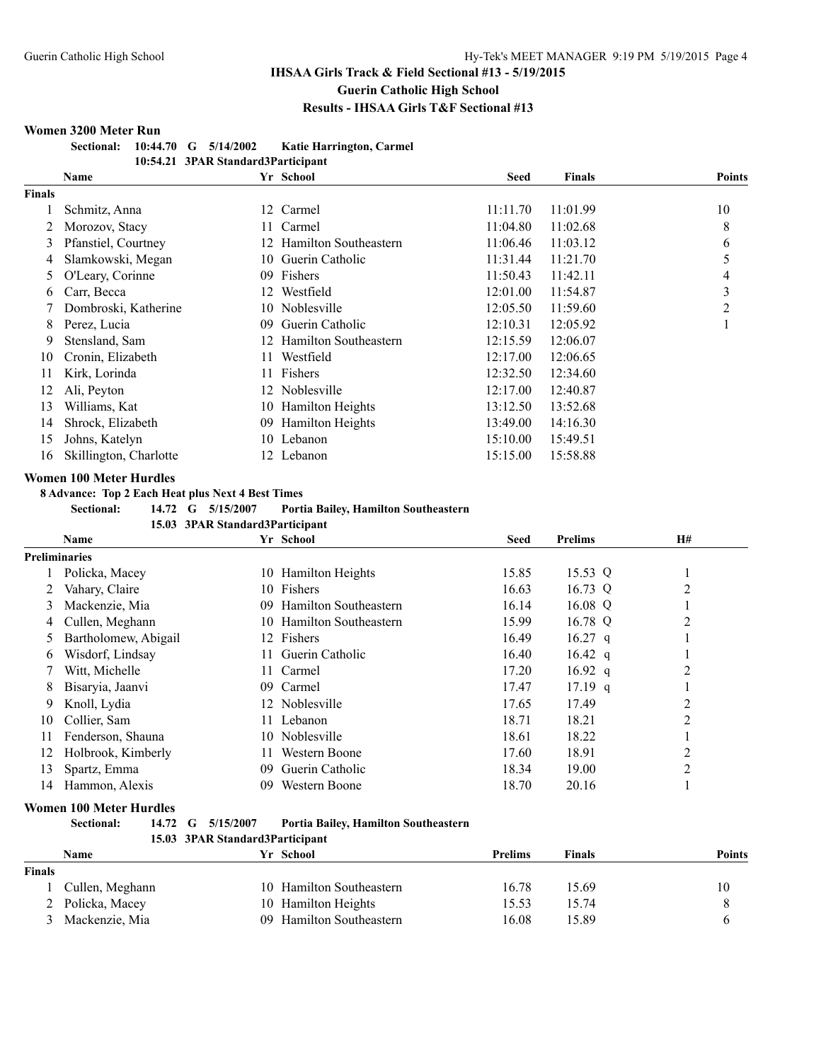# IHSAA Girls Track & Field Sectional #13 - 5/19/2015
## Guerin Catholic High School
## Results - IHSAA Girls T&F Sectional #13

### Women 3200 Meter Run

**Sectional: 10:44.70 G 5/14/2002 Katie Harrington, Carmel**
**10:54.21 3PAR Standard3Participant**

| | Name | Yr | School | Seed | Finals | Points |
|---|---|---|---|---|---|---|
| **Finals** | | | | | | |
| 1 | Schmitz, Anna | 12 | Carmel | 11:11.70 | 11:01.99 | 10 |
| 2 | Morozov, Stacy | 11 | Carmel | 11:04.80 | 11:02.68 | 8 |
| 3 | Pfanstiel, Courtney | 12 | Hamilton Southeastern | 11:06.46 | 11:03.12 | 6 |
| 4 | Slamkowski, Megan | 10 | Guerin Catholic | 11:31.44 | 11:21.70 | 5 |
| 5 | O'Leary, Corinne | 09 | Fishers | 11:50.43 | 11:42.11 | 4 |
| 6 | Carr, Becca | 12 | Westfield | 12:01.00 | 11:54.87 | 3 |
| 7 | Dombroski, Katherine | 10 | Noblesville | 12:05.50 | 11:59.60 | 2 |
| 8 | Perez, Lucia | 09 | Guerin Catholic | 12:10.31 | 12:05.92 | 1 |
| 9 | Stensland, Sam | 12 | Hamilton Southeastern | 12:15.59 | 12:06.07 | |
| 10 | Cronin, Elizabeth | 11 | Westfield | 12:17.00 | 12:06.65 | |
| 11 | Kirk, Lorinda | 11 | Fishers | 12:32.50 | 12:34.60 | |
| 12 | Ali, Peyton | 12 | Noblesville | 12:17.00 | 12:40.87 | |
| 13 | Williams, Kat | 10 | Hamilton Heights | 13:12.50 | 13:52.68 | |
| 14 | Shrock, Elizabeth | 09 | Hamilton Heights | 13:49.00 | 14:16.30 | |
| 15 | Johns, Katelyn | 10 | Lebanon | 15:10.00 | 15:49.51 | |
| 16 | Skillington, Charlotte | 12 | Lebanon | 15:15.00 | 15:58.88 | |

### Women 100 Meter Hurdles

**8 Advance: Top 2 Each Heat plus Next 4 Best Times**
**Sectional: 14.72 G 5/15/2007 Portia Bailey, Hamilton Southeastern**
**15.03 3PAR Standard3Participant**

| | Name | Yr | School | Seed | Prelims | | H# |
|---|---|---|---|---|---|---|---|
| **Preliminaries** | | | | | | | |
| 1 | Policka, Macey | 10 | Hamilton Heights | 15.85 | 15.53 | Q | 1 |
| 2 | Vahary, Claire | 10 | Fishers | 16.63 | 16.73 | Q | 2 |
| 3 | Mackenzie, Mia | 09 | Hamilton Southeastern | 16.14 | 16.08 | Q | 1 |
| 4 | Cullen, Meghann | 10 | Hamilton Southeastern | 15.99 | 16.78 | Q | 2 |
| 5 | Bartholomew, Abigail | 12 | Fishers | 16.49 | 16.27 | q | 1 |
| 6 | Wisdorf, Lindsay | 11 | Guerin Catholic | 16.40 | 16.42 | q | 1 |
| 7 | Witt, Michelle | 11 | Carmel | 17.20 | 16.92 | q | 2 |
| 8 | Bisaryia, Jaanvi | 09 | Carmel | 17.47 | 17.19 | q | 1 |
| 9 | Knoll, Lydia | 12 | Noblesville | 17.65 | 17.49 | | 2 |
| 10 | Collier, Sam | 11 | Lebanon | 18.71 | 18.21 | | 2 |
| 11 | Fenderson, Shauna | 10 | Noblesville | 18.61 | 18.22 | | 1 |
| 12 | Holbrook, Kimberly | 11 | Western Boone | 17.60 | 18.91 | | 2 |
| 13 | Spartz, Emma | 09 | Guerin Catholic | 18.34 | 19.00 | | 2 |
| 14 | Hammon, Alexis | 09 | Western Boone | 18.70 | 20.16 | | 1 |

### Women 100 Meter Hurdles

**Sectional: 14.72 G 5/15/2007 Portia Bailey, Hamilton Southeastern**
**15.03 3PAR Standard3Participant**

| | Name | Yr | School | Prelims | Finals | Points |
|---|---|---|---|---|---|---|
| **Finals** | | | | | | |
| 1 | Cullen, Meghann | 10 | Hamilton Southeastern | 16.78 | 15.69 | 10 |
| 2 | Policka, Macey | 10 | Hamilton Heights | 15.53 | 15.74 | 8 |
| 3 | Mackenzie, Mia | 09 | Hamilton Southeastern | 16.08 | 15.89 | 6 |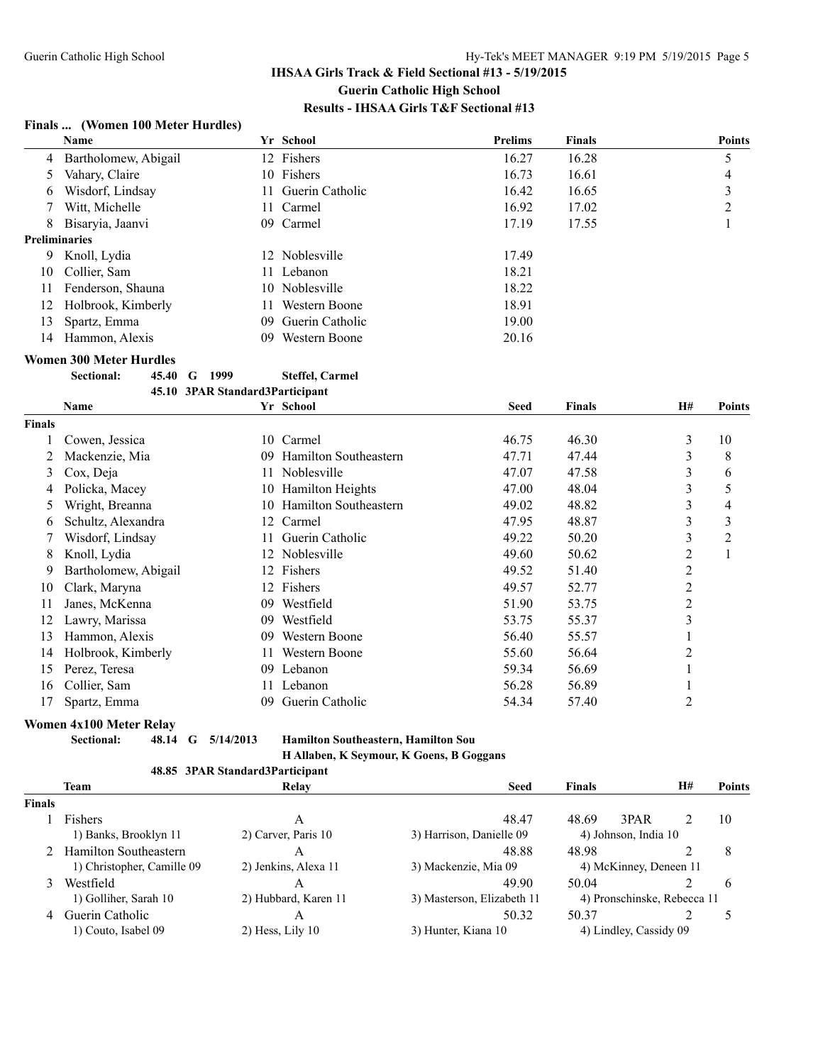### IHSAA Girls Track & Field Sectional #13 - 5/19/2015
### Guerin Catholic High School
### Results - IHSAA Girls T&F Sectional #13

#### Finals ... (Women 100 Meter Hurdles)

| | Name | Yr | School | Prelims | Finals | Points |
|---|---|---|---|---|---|---|
| 4 | Bartholomew, Abigail | 12 | Fishers | 16.27 | 16.28 | 5 |
| 5 | Vahary, Claire | 10 | Fishers | 16.73 | 16.61 | 4 |
| 6 | Wisdorf, Lindsay | 11 | Guerin Catholic | 16.42 | 16.65 | 3 |
| 7 | Witt, Michelle | 11 | Carmel | 16.92 | 17.02 | 2 |
| 8 | Bisaryia, Jaanvi | 09 | Carmel | 17.19 | 17.55 | 1 |
| **Preliminaries** | | | | | | |
| 9 | Knoll, Lydia | 12 | Noblesville | 17.49 | | |
| 10 | Collier, Sam | 11 | Lebanon | 18.21 | | |
| 11 | Fenderson, Shauna | 10 | Noblesville | 18.22 | | |
| 12 | Holbrook, Kimberly | 11 | Western Boone | 18.91 | | |
| 13 | Spartz, Emma | 09 | Guerin Catholic | 19.00 | | |
| 14 | Hammon, Alexis | 09 | Western Boone | 20.16 | | |

#### Women 300 Meter Hurdles

Sectional: 45.40 G 1999 Steffel, Carmel

45.10 3PAR Standard3Participant

| | Name | Yr | School | Seed | Finals | H# | Points |
|---|---|---|---|---|---|---|---|
| **Finals** | | | | | | | |
| 1 | Cowen, Jessica | 10 | Carmel | 46.75 | 46.30 | 3 | 10 |
| 2 | Mackenzie, Mia | 09 | Hamilton Southeastern | 47.71 | 47.44 | 3 | 8 |
| 3 | Cox, Deja | 11 | Noblesville | 47.07 | 47.58 | 3 | 6 |
| 4 | Policka, Macey | 10 | Hamilton Heights | 47.00 | 48.04 | 3 | 5 |
| 5 | Wright, Breanna | 10 | Hamilton Southeastern | 49.02 | 48.82 | 3 | 4 |
| 6 | Schultz, Alexandra | 12 | Carmel | 47.95 | 48.87 | 3 | 3 |
| 7 | Wisdorf, Lindsay | 11 | Guerin Catholic | 49.22 | 50.20 | 3 | 2 |
| 8 | Knoll, Lydia | 12 | Noblesville | 49.60 | 50.62 | 2 | 1 |
| 9 | Bartholomew, Abigail | 12 | Fishers | 49.52 | 51.40 | 2 | |
| 10 | Clark, Maryna | 12 | Fishers | 49.57 | 52.77 | 2 | |
| 11 | Janes, McKenna | 09 | Westfield | 51.90 | 53.75 | 2 | |
| 12 | Lawry, Marissa | 09 | Westfield | 53.75 | 55.37 | 3 | |
| 13 | Hammon, Alexis | 09 | Western Boone | 56.40 | 55.57 | 1 | |
| 14 | Holbrook, Kimberly | 11 | Western Boone | 55.60 | 56.64 | 2 | |
| 15 | Perez, Teresa | 09 | Lebanon | 59.34 | 56.69 | 1 | |
| 16 | Collier, Sam | 11 | Lebanon | 56.28 | 56.89 | 1 | |
| 17 | Spartz, Emma | 09 | Guerin Catholic | 54.34 | 57.40 | 2 | |

#### Women 4x100 Meter Relay

Sectional: 48.14 G 5/14/2013 Hamilton Southeastern, Hamilton Sou

H Allaben, K Seymour, K Goens, B Goggans

48.85 3PAR Standard3Participant

| | Team | Relay | Seed | Finals | | H# | Points |
|---|---|---|---|---|---|---|---|
| **Finals** | | | | | | | |
| 1 | Fishers | A | 48.47 | 48.69 | 3PAR | 2 | 10 |
| | 1) Banks, Brooklyn 11 | 2) Carver, Paris 10 | 3) Harrison, Danielle 09 | 4) Johnson, India 10 | | | |
| 2 | Hamilton Southeastern | A | 48.88 | 48.98 | | 2 | 8 |
| | 1) Christopher, Camille 09 | 2) Jenkins, Alexa 11 | 3) Mackenzie, Mia 09 | 4) McKinney, Deneen 11 | | | |
| 3 | Westfield | A | 49.90 | 50.04 | | 2 | 6 |
| | 1) Golliher, Sarah 10 | 2) Hubbard, Karen 11 | 3) Masterson, Elizabeth 11 | 4) Pronschinske, Rebecca 11 | | | |
| 4 | Guerin Catholic | A | 50.32 | 50.37 | | 2 | 5 |
| | 1) Couto, Isabel 09 | 2) Hess, Lily 10 | 3) Hunter, Kiana 10 | 4) Lindley, Cassidy 09 | | | |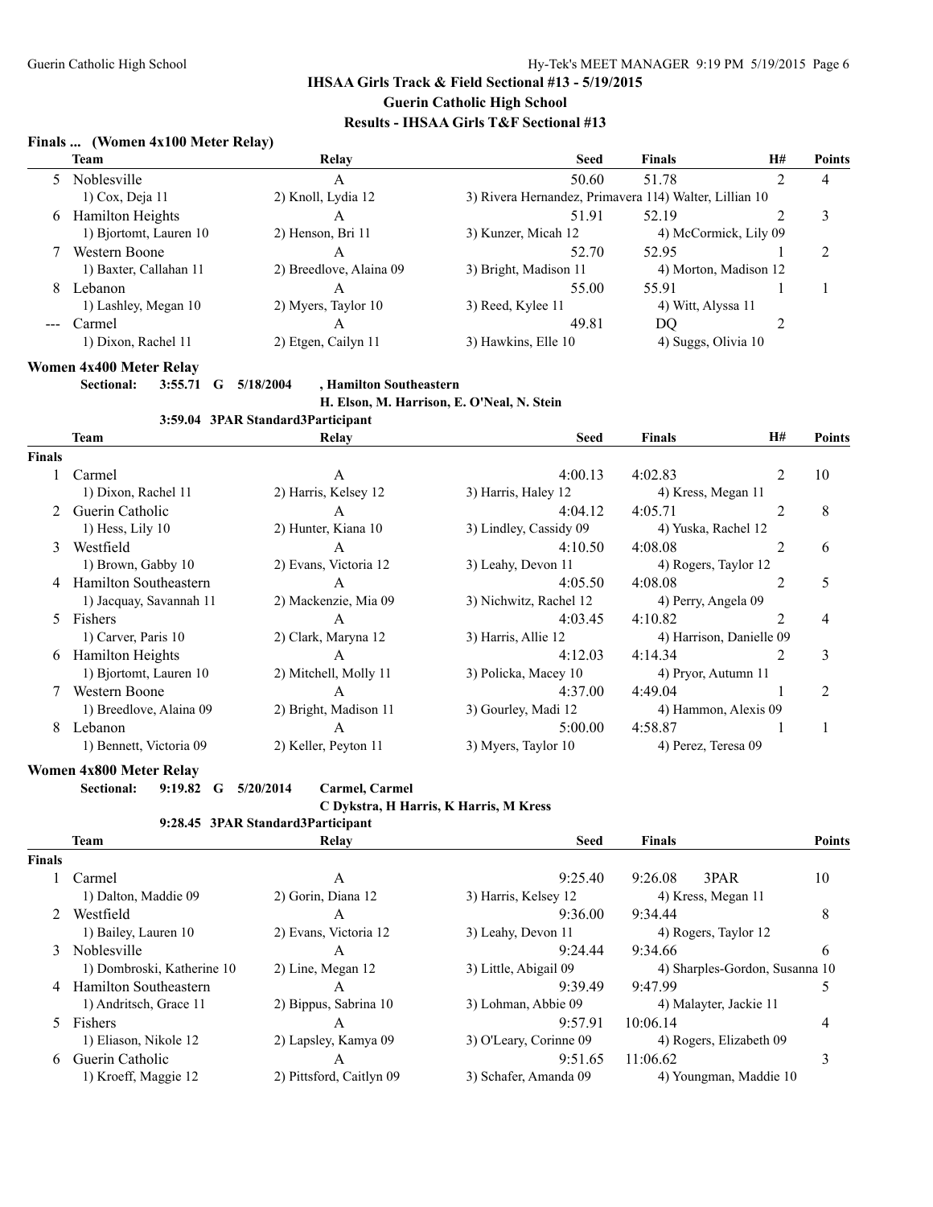## IHSAA Girls Track & Field Sectional #13 - 5/19/2015

**Guerin Catholic High School**

**Results - IHSAA Girls T&F Sectional #13**

### Finals ... (Women 4x100 Meter Relay)

| | Team | Relay | Seed | Finals | H# | Points |
|---|---|---|---|---|---|---|
| 5 | Noblesville | A | 50.60 | 51.78 | 2 | 4 |
| | 1) Cox, Deja 11 | 2) Knoll, Lydia 12 | 3) Rivera Hernandez, Primavera 11 | 4) Walter, Lillian 10 | | |
| 6 | Hamilton Heights | A | 51.91 | 52.19 | 2 | 3 |
| | 1) Bjortomt, Lauren 10 | 2) Henson, Bri 11 | 3) Kunzer, Micah 12 | 4) McCormick, Lily 09 | | |
| 7 | Western Boone | A | 52.70 | 52.95 | 1 | 2 |
| | 1) Baxter, Callahan 11 | 2) Breedlove, Alaina 09 | 3) Bright, Madison 11 | 4) Morton, Madison 12 | | |
| 8 | Lebanon | A | 55.00 | 55.91 | 1 | 1 |
| | 1) Lashley, Megan 10 | 2) Myers, Taylor 10 | 3) Reed, Kylee 11 | 4) Witt, Alyssa 11 | | |
| --- | Carmel | A | 49.81 | DQ | 2 | |
| | 1) Dixon, Rachel 11 | 2) Etgen, Cailyn 11 | 3) Hawkins, Elle 10 | 4) Suggs, Olivia 10 | | |

### Women 4x400 Meter Relay

**Sectional: 3:55.71 G 5/18/2004 , Hamilton Southeastern**
**H. Elson, M. Harrison, E. O'Neal, N. Stein**

**3:59.04 3PAR Standard3Participant**

**Finals**

| | Team | Relay | Seed | Finals | H# | Points |
|---|---|---|---|---|---|---|
| 1 | Carmel | A | 4:00.13 | 4:02.83 | 2 | 10 |
| | 1) Dixon, Rachel 11 | 2) Harris, Kelsey 12 | 3) Harris, Haley 12 | 4) Kress, Megan 11 | | |
| 2 | Guerin Catholic | A | 4:04.12 | 4:05.71 | 2 | 8 |
| | 1) Hess, Lily 10 | 2) Hunter, Kiana 10 | 3) Lindley, Cassidy 09 | 4) Yuska, Rachel 12 | | |
| 3 | Westfield | A | 4:10.50 | 4:08.08 | 2 | 6 |
| | 1) Brown, Gabby 10 | 2) Evans, Victoria 12 | 3) Leahy, Devon 11 | 4) Rogers, Taylor 12 | | |
| 4 | Hamilton Southeastern | A | 4:05.50 | 4:08.08 | 2 | 5 |
| | 1) Jacquay, Savannah 11 | 2) Mackenzie, Mia 09 | 3) Nichwitz, Rachel 12 | 4) Perry, Angela 09 | | |
| 5 | Fishers | A | 4:03.45 | 4:10.82 | 2 | 4 |
| | 1) Carver, Paris 10 | 2) Clark, Maryna 12 | 3) Harris, Allie 12 | 4) Harrison, Danielle 09 | | |
| 6 | Hamilton Heights | A | 4:12.03 | 4:14.34 | 2 | 3 |
| | 1) Bjortomt, Lauren 10 | 2) Mitchell, Molly 11 | 3) Policka, Macey 10 | 4) Pryor, Autumn 11 | | |
| 7 | Western Boone | A | 4:37.00 | 4:49.04 | 1 | 2 |
| | 1) Breedlove, Alaina 09 | 2) Bright, Madison 11 | 3) Gourley, Madi 12 | 4) Hammon, Alexis 09 | | |
| 8 | Lebanon | A | 5:00.00 | 4:58.87 | 1 | 1 |
| | 1) Bennett, Victoria 09 | 2) Keller, Peyton 11 | 3) Myers, Taylor 10 | 4) Perez, Teresa 09 | | |

### Women 4x800 Meter Relay

**Sectional: 9:19.82 G 5/20/2014 Carmel, Carmel**
**C Dykstra, H Harris, K Harris, M Kress**

**9:28.45 3PAR Standard3Participant**

**Finals**

| | Team | Relay | Seed | Finals | | Points |
|---|---|---|---|---|---|---|
| 1 | Carmel | A | 9:25.40 | 9:26.08 | 3PAR | 10 |
| | 1) Dalton, Maddie 09 | 2) Gorin, Diana 12 | 3) Harris, Kelsey 12 | 4) Kress, Megan 11 | | |
| 2 | Westfield | A | 9:36.00 | 9:34.44 | | 8 |
| | 1) Bailey, Lauren 10 | 2) Evans, Victoria 12 | 3) Leahy, Devon 11 | 4) Rogers, Taylor 12 | | |
| 3 | Noblesville | A | 9:24.44 | 9:34.66 | | 6 |
| | 1) Dombroski, Katherine 10 | 2) Line, Megan 12 | 3) Little, Abigail 09 | 4) Sharples-Gordon, Susanna 10 | | |
| 4 | Hamilton Southeastern | A | 9:39.49 | 9:47.99 | | 5 |
| | 1) Andritsch, Grace 11 | 2) Bippus, Sabrina 10 | 3) Lohman, Abbie 09 | 4) Malayter, Jackie 11 | | |
| 5 | Fishers | A | 9:57.91 | 10:06.14 | | 4 |
| | 1) Eliason, Nikole 12 | 2) Lapsley, Kamya 09 | 3) O'Leary, Corinne 09 | 4) Rogers, Elizabeth 09 | | |
| 6 | Guerin Catholic | A | 9:51.65 | 11:06.62 | | 3 |
| | 1) Kroeff, Maggie 12 | 2) Pittsford, Caitlyn 09 | 3) Schafer, Amanda 09 | 4) Youngman, Maddie 10 | | |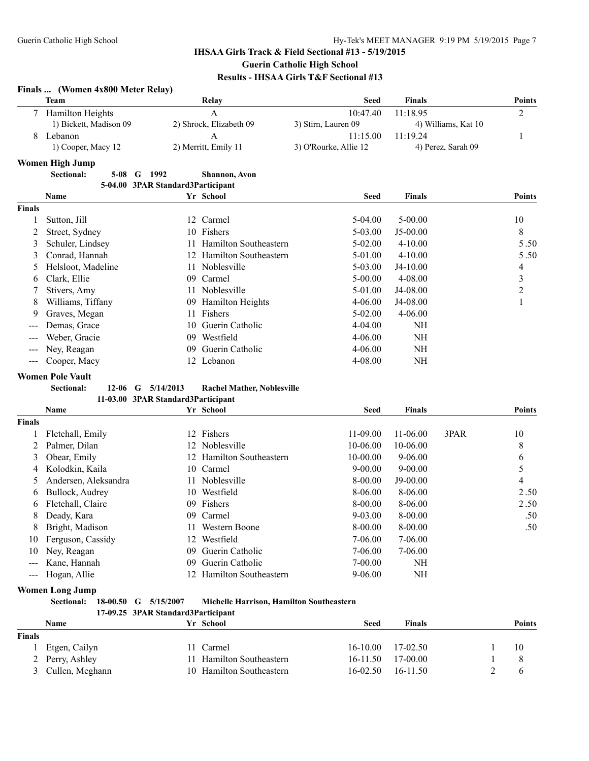# IHSAA Girls Track & Field Sectional #13 - 5/19/2015
## Guerin Catholic High School
## Results - IHSAA Girls T&F Sectional #13

### Finals ... (Women 4x800 Meter Relay)

| | Team | Relay | Seed | Finals | Points |
|---|---|---|---|---|---|
| 7 | Hamilton Heights | A | 10:47.40 | 11:18.95 | 2 |
| | 1) Bickett, Madison 09 | 2) Shrock, Elizabeth 09 | 3) Stirn, Lauren 09 | 4) Williams, Kat 10 | |
| 8 | Lebanon | A | 11:15.00 | 11:19.24 | 1 |
| | 1) Cooper, Macy 12 | 2) Merritt, Emily 11 | 3) O'Rourke, Allie 12 | 4) Perez, Sarah 09 | |

### Women High Jump

**Sectional:** 5-08 G 1992 **Shannon, Avon**

5-04.00 3PAR Standard3Participant

| | Name | Yr | School | Seed | Finals | Points |
|---|---|---|---|---|---|---|
| **Finals** | | | | | | |
| 1 | Sutton, Jill | 12 | Carmel | 5-04.00 | 5-00.00 | 10 |
| 2 | Street, Sydney | 10 | Fishers | 5-03.00 | J5-00.00 | 8 |
| 3 | Schuler, Lindsey | 11 | Hamilton Southeastern | 5-02.00 | 4-10.00 | 5.50 |
| 3 | Conrad, Hannah | 12 | Hamilton Southeastern | 5-01.00 | 4-10.00 | 5.50 |
| 5 | Helsloot, Madeline | 11 | Noblesville | 5-03.00 | J4-10.00 | 4 |
| 6 | Clark, Ellie | 09 | Carmel | 5-00.00 | 4-08.00 | 3 |
| 7 | Stivers, Amy | 11 | Noblesville | 5-01.00 | J4-08.00 | 2 |
| 8 | Williams, Tiffany | 09 | Hamilton Heights | 4-06.00 | J4-08.00 | 1 |
| 9 | Graves, Megan | 11 | Fishers | 5-02.00 | 4-06.00 | |
| --- | Demas, Grace | 10 | Guerin Catholic | 4-04.00 | NH | |
| --- | Weber, Gracie | 09 | Westfield | 4-06.00 | NH | |
| --- | Ney, Reagan | 09 | Guerin Catholic | 4-06.00 | NH | |
| --- | Cooper, Macy | 12 | Lebanon | 4-08.00 | NH | |

### Women Pole Vault

**Sectional:** 12-06 G 5/14/2013 **Rachel Mather, Noblesville**

11-03.00 3PAR Standard3Participant

| | Name | Yr | School | Seed | Finals | | Points |
|---|---|---|---|---|---|---|---|
| **Finals** | | | | | | | |
| 1 | Fletchall, Emily | 12 | Fishers | 11-09.00 | 11-06.00 | 3PAR | 10 |
| 2 | Palmer, Dilan | 12 | Noblesville | 10-06.00 | 10-06.00 | | 8 |
| 3 | Obear, Emily | 12 | Hamilton Southeastern | 10-00.00 | 9-06.00 | | 6 |
| 4 | Kolodkin, Kaila | 10 | Carmel | 9-00.00 | 9-00.00 | | 5 |
| 5 | Andersen, Aleksandra | 11 | Noblesville | 8-00.00 | J9-00.00 | | 4 |
| 6 | Bullock, Audrey | 10 | Westfield | 8-06.00 | 8-06.00 | | 2.50 |
| 6 | Fletchall, Claire | 09 | Fishers | 8-00.00 | 8-06.00 | | 2.50 |
| 8 | Deady, Kara | 09 | Carmel | 9-03.00 | 8-00.00 | | .50 |
| 8 | Bright, Madison | 11 | Western Boone | 8-00.00 | 8-00.00 | | .50 |
| 10 | Ferguson, Cassidy | 12 | Westfield | 7-06.00 | 7-06.00 | | |
| 10 | Ney, Reagan | 09 | Guerin Catholic | 7-06.00 | 7-06.00 | | |
| --- | Kane, Hannah | 09 | Guerin Catholic | 7-00.00 | NH | | |
| --- | Hogan, Allie | 12 | Hamilton Southeastern | 9-06.00 | NH | | |

### Women Long Jump

**Sectional:** 18-00.50 G 5/15/2007 **Michelle Harrison, Hamilton Southeastern**

17-09.25 3PAR Standard3Participant

| | Name | Yr | School | Seed | Finals | | Points |
|---|---|---|---|---|---|---|---|
| **Finals** | | | | | | | |
| 1 | Etgen, Cailyn | 11 | Carmel | 16-10.00 | 17-02.50 | 1 | 10 |
| 2 | Perry, Ashley | 11 | Hamilton Southeastern | 16-11.50 | 17-00.00 | 1 | 8 |
| 3 | Cullen, Meghann | 10 | Hamilton Southeastern | 16-02.50 | 16-11.50 | 2 | 6 |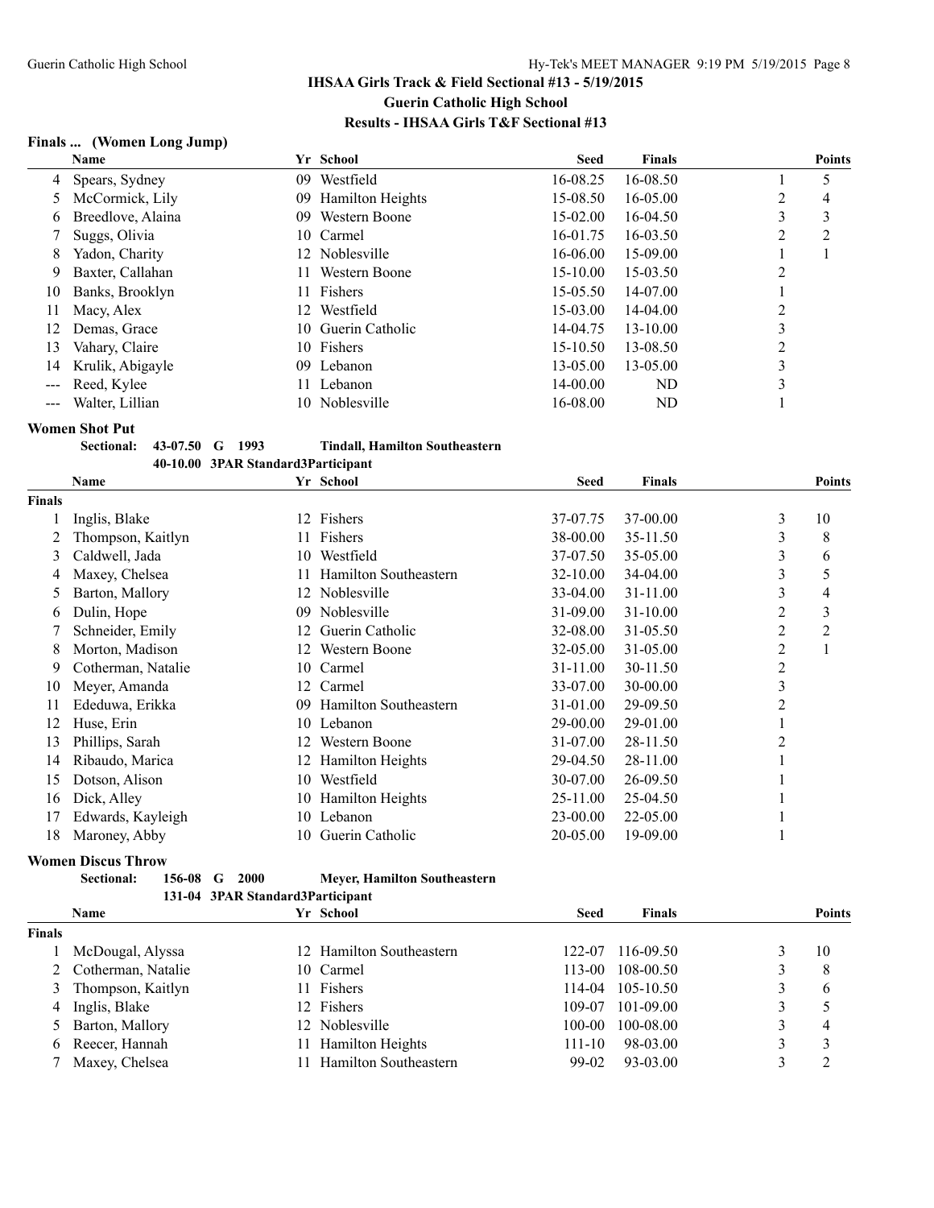## IHSAA Girls Track & Field Sectional #13 - 5/19/2015
## Guerin Catholic High School
## Results - IHSAA Girls T&F Sectional #13

### Finals ... (Women Long Jump)

| | Name | Yr | School | Seed | Finals | | Points |
|---|---|---|---|---|---|---|---|
| 4 | Spears, Sydney | 09 | Westfield | 16-08.25 | 16-08.50 | 1 | 5 |
| 5 | McCormick, Lily | 09 | Hamilton Heights | 15-08.50 | 16-05.00 | 2 | 4 |
| 6 | Breedlove, Alaina | 09 | Western Boone | 15-02.00 | 16-04.50 | 3 | 3 |
| 7 | Suggs, Olivia | 10 | Carmel | 16-01.75 | 16-03.50 | 2 | 2 |
| 8 | Yadon, Charity | 12 | Noblesville | 16-06.00 | 15-09.00 | 1 | 1 |
| 9 | Baxter, Callahan | 11 | Western Boone | 15-10.00 | 15-03.50 | 2 | |
| 10 | Banks, Brooklyn | 11 | Fishers | 15-05.50 | 14-07.00 | 1 | |
| 11 | Macy, Alex | 12 | Westfield | 15-03.00 | 14-04.00 | 2 | |
| 12 | Demas, Grace | 10 | Guerin Catholic | 14-04.75 | 13-10.00 | 3 | |
| 13 | Vahary, Claire | 10 | Fishers | 15-10.50 | 13-08.50 | 2 | |
| 14 | Krulik, Abigayle | 09 | Lebanon | 13-05.00 | 13-05.00 | 3 | |
| --- | Reed, Kylee | 11 | Lebanon | 14-00.00 | ND | 3 | |
| --- | Walter, Lillian | 10 | Noblesville | 16-08.00 | ND | 1 | |

### Women Shot Put

**Sectional:** 43-07.50 G 1993 — Tindall, Hamilton Southeastern
40-10.00 3PAR Standard3Participant

| | Name | Yr | School | Seed | Finals | | Points |
|---|---|---|---|---|---|---|---|
| **Finals** | | | | | | | |
| 1 | Inglis, Blake | 12 | Fishers | 37-07.75 | 37-00.00 | 3 | 10 |
| 2 | Thompson, Kaitlyn | 11 | Fishers | 38-00.00 | 35-11.50 | 3 | 8 |
| 3 | Caldwell, Jada | 10 | Westfield | 37-07.50 | 35-05.00 | 3 | 6 |
| 4 | Maxey, Chelsea | 11 | Hamilton Southeastern | 32-10.00 | 34-04.00 | 3 | 5 |
| 5 | Barton, Mallory | 12 | Noblesville | 33-04.00 | 31-11.00 | 3 | 4 |
| 6 | Dulin, Hope | 09 | Noblesville | 31-09.00 | 31-10.00 | 2 | 3 |
| 7 | Schneider, Emily | 12 | Guerin Catholic | 32-08.00 | 31-05.50 | 2 | 2 |
| 8 | Morton, Madison | 12 | Western Boone | 32-05.00 | 31-05.00 | 2 | 1 |
| 9 | Cotherman, Natalie | 10 | Carmel | 31-11.00 | 30-11.50 | 2 | |
| 10 | Meyer, Amanda | 12 | Carmel | 33-07.00 | 30-00.00 | 3 | |
| 11 | Ededuwa, Erikka | 09 | Hamilton Southeastern | 31-01.00 | 29-09.50 | 2 | |
| 12 | Huse, Erin | 10 | Lebanon | 29-00.00 | 29-01.00 | 1 | |
| 13 | Phillips, Sarah | 12 | Western Boone | 31-07.00 | 28-11.50 | 2 | |
| 14 | Ribaudo, Marica | 12 | Hamilton Heights | 29-04.50 | 28-11.00 | 1 | |
| 15 | Dotson, Alison | 10 | Westfield | 30-07.00 | 26-09.50 | 1 | |
| 16 | Dick, Alley | 10 | Hamilton Heights | 25-11.00 | 25-04.50 | 1 | |
| 17 | Edwards, Kayleigh | 10 | Lebanon | 23-00.00 | 22-05.00 | 1 | |
| 18 | Maroney, Abby | 10 | Guerin Catholic | 20-05.00 | 19-09.00 | 1 | |

### Women Discus Throw

**Sectional:** 156-08 G 2000 — Meyer, Hamilton Southeastern
131-04 3PAR Standard3Participant

| | Name | Yr | School | Seed | Finals | | Points |
|---|---|---|---|---|---|---|---|
| **Finals** | | | | | | | |
| 1 | McDougal, Alyssa | 12 | Hamilton Southeastern | 122-07 | 116-09.50 | 3 | 10 |
| 2 | Cotherman, Natalie | 10 | Carmel | 113-00 | 108-00.50 | 3 | 8 |
| 3 | Thompson, Kaitlyn | 11 | Fishers | 114-04 | 105-10.50 | 3 | 6 |
| 4 | Inglis, Blake | 12 | Fishers | 109-07 | 101-09.00 | 3 | 5 |
| 5 | Barton, Mallory | 12 | Noblesville | 100-00 | 100-08.00 | 3 | 4 |
| 6 | Reecer, Hannah | 11 | Hamilton Heights | 111-10 | 98-03.00 | 3 | 3 |
| 7 | Maxey, Chelsea | 11 | Hamilton Southeastern | 99-02 | 93-03.00 | 3 | 2 |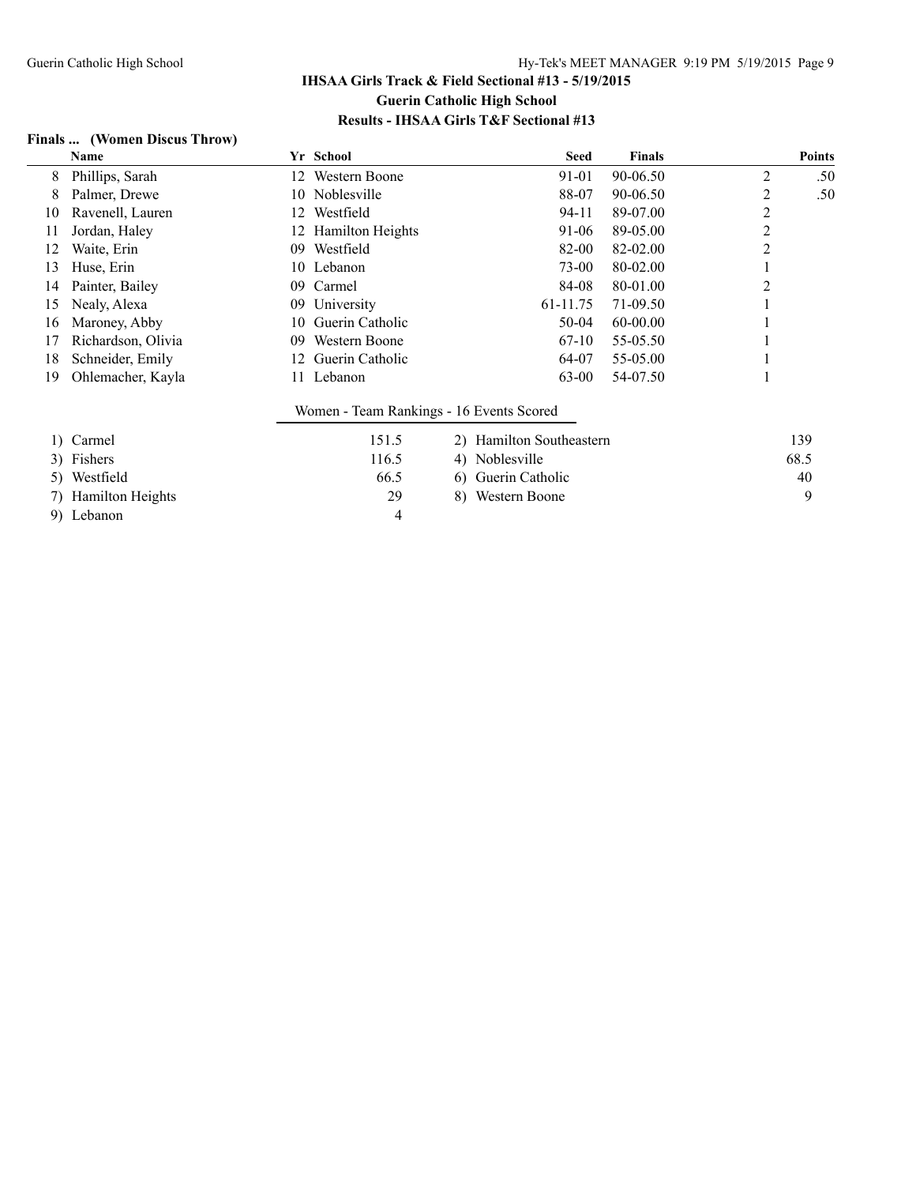# IHSAA Girls Track & Field Sectional #13 - 5/19/2015

## Guerin Catholic High School

## Results - IHSAA Girls T&F Sectional #13

### Finals ... (Women Discus Throw)

| | Name | Yr | School | Seed | Finals | | Points |
|---|---|---|---|---|---|---|---|
| 8 | Phillips, Sarah | 12 | Western Boone | 91-01 | 90-06.50 | 2 | .50 |
| 8 | Palmer, Drewe | 10 | Noblesville | 88-07 | 90-06.50 | 2 | .50 |
| 10 | Ravenell, Lauren | 12 | Westfield | 94-11 | 89-07.00 | 2 | |
| 11 | Jordan, Haley | 12 | Hamilton Heights | 91-06 | 89-05.00 | 2 | |
| 12 | Waite, Erin | 09 | Westfield | 82-00 | 82-02.00 | 2 | |
| 13 | Huse, Erin | 10 | Lebanon | 73-00 | 80-02.00 | 1 | |
| 14 | Painter, Bailey | 09 | Carmel | 84-08 | 80-01.00 | 2 | |
| 15 | Nealy, Alexa | 09 | University | 61-11.75 | 71-09.50 | 1 | |
| 16 | Maroney, Abby | 10 | Guerin Catholic | 50-04 | 60-00.00 | 1 | |
| 17 | Richardson, Olivia | 09 | Western Boone | 67-10 | 55-05.50 | 1 | |
| 18 | Schneider, Emily | 12 | Guerin Catholic | 64-07 | 55-05.00 | 1 | |
| 19 | Ohlemacher, Kayla | 11 | Lebanon | 63-00 | 54-07.50 | 1 | |

### Women - Team Rankings - 16 Events Scored

| | | | |
|---|---|---|---|
| 1) Carmel | 151.5 | 2) Hamilton Southeastern | 139 |
| 3) Fishers | 116.5 | 4) Noblesville | 68.5 |
| 5) Westfield | 66.5 | 6) Guerin Catholic | 40 |
| 7) Hamilton Heights | 29 | 8) Western Boone | 9 |
| 9) Lebanon | 4 | | |